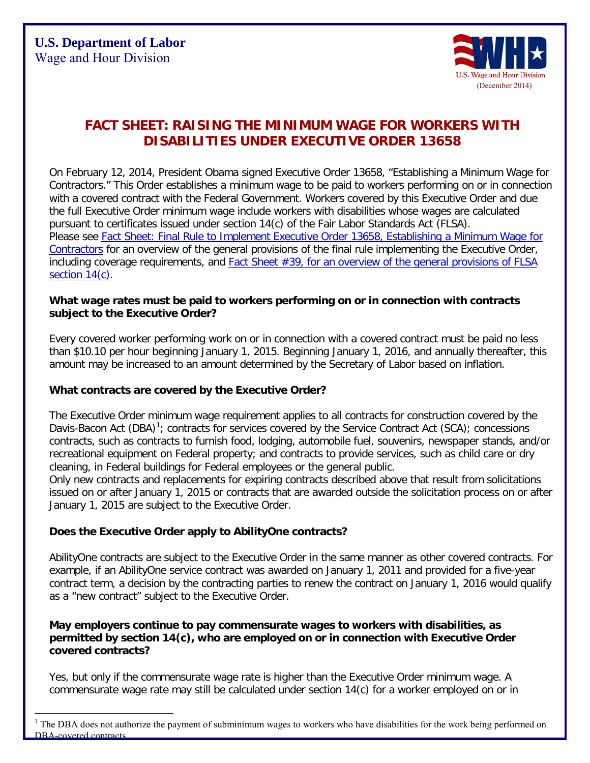**U.S. Department of Labor**
Wage and Hour Division

U.S. Wage and Hour Division
(December 2014)

# FACT SHEET: RAISING THE MINIMUM WAGE FOR WORKERS WITH DISABILITIES UNDER EXECUTIVE ORDER 13658

On February 12, 2014, President Obama signed Executive Order 13658, "Establishing a Minimum Wage for Contractors." This Order establishes a minimum wage to be paid to workers performing on or in connection with a covered contract with the Federal Government. Workers covered by this Executive Order and due the full Executive Order minimum wage include workers with disabilities whose wages are calculated pursuant to certificates issued under section 14(c) of the Fair Labor Standards Act (FLSA).
Please see Fact Sheet: Final Rule to Implement Executive Order 13658, Establishing a Minimum Wage for Contractors for an overview of the general provisions of the final rule implementing the Executive Order, including coverage requirements, and Fact Sheet #39, for an overview of the general provisions of FLSA section 14(c).

### What wage rates must be paid to workers performing on or in connection with contracts subject to the Executive Order?

Every covered worker performing work on or in connection with a covered contract must be paid no less than $10.10 per hour beginning January 1, 2015. Beginning January 1, 2016, and annually thereafter, this amount may be increased to an amount determined by the Secretary of Labor based on inflation.

### What contracts are covered by the Executive Order?

The Executive Order minimum wage requirement applies to all contracts for construction covered by the Davis-Bacon Act (DBA)[1]; contracts for services covered by the Service Contract Act (SCA); concessions contracts, such as contracts to furnish food, lodging, automobile fuel, souvenirs, newspaper stands, and/or recreational equipment on Federal property; and contracts to provide services, such as child care or dry cleaning, in Federal buildings for Federal employees or the general public.
Only new contracts and replacements for expiring contracts described above that result from solicitations issued on or after January 1, 2015 or contracts that are awarded outside the solicitation process on or after January 1, 2015 are subject to the Executive Order.

### Does the Executive Order apply to AbilityOne contracts?

AbilityOne contracts are subject to the Executive Order in the same manner as other covered contracts. For example, if an AbilityOne service contract was awarded on January 1, 2011 and provided for a five-year contract term, a decision by the contracting parties to renew the contract on January 1, 2016 would qualify as a "new contract" subject to the Executive Order.

### May employers continue to pay commensurate wages to workers with disabilities, as permitted by section 14(c), who are employed on or in connection with Executive Order covered contracts?

Yes, but only if the commensurate wage rate is higher than the Executive Order minimum wage. A commensurate wage rate may still be calculated under section 14(c) for a worker employed on or in

[1] The DBA does not authorize the payment of subminimum wages to workers who have disabilities for the work being performed on DBA-covered contracts.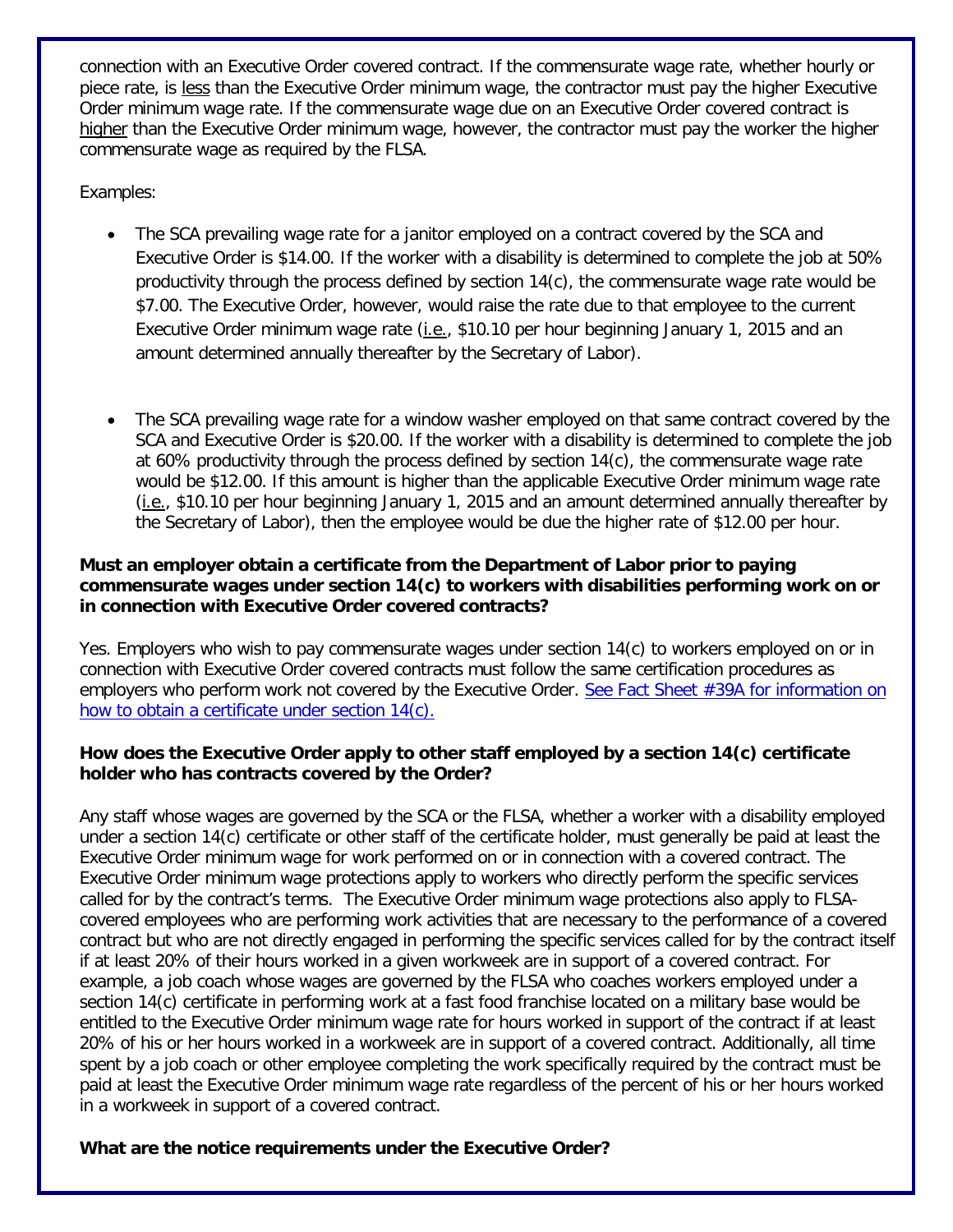connection with an Executive Order covered contract. If the commensurate wage rate, whether hourly or piece rate, is less than the Executive Order minimum wage, the contractor must pay the higher Executive Order minimum wage rate. If the commensurate wage due on an Executive Order covered contract is higher than the Executive Order minimum wage, however, the contractor must pay the worker the higher commensurate wage as required by the FLSA.

Examples:

- The SCA prevailing wage rate for a janitor employed on a contract covered by the SCA and Executive Order is $14.00. If the worker with a disability is determined to complete the job at 50% productivity through the process defined by section 14(c), the commensurate wage rate would be $7.00. The Executive Order, however, would raise the rate due to that employee to the current Executive Order minimum wage rate (i.e., $10.10 per hour beginning January 1, 2015 and an amount determined annually thereafter by the Secretary of Labor).

- The SCA prevailing wage rate for a window washer employed on that same contract covered by the SCA and Executive Order is $20.00. If the worker with a disability is determined to complete the job at 60% productivity through the process defined by section 14(c), the commensurate wage rate would be $12.00. If this amount is higher than the applicable Executive Order minimum wage rate (i.e., $10.10 per hour beginning January 1, 2015 and an amount determined annually thereafter by the Secretary of Labor), then the employee would be due the higher rate of $12.00 per hour.

**Must an employer obtain a certificate from the Department of Labor prior to paying commensurate wages under section 14(c) to workers with disabilities performing work on or in connection with Executive Order covered contracts?**

Yes. Employers who wish to pay commensurate wages under section 14(c) to workers employed on or in connection with Executive Order covered contracts must follow the same certification procedures as employers who perform work not covered by the Executive Order. See Fact Sheet #39A for information on how to obtain a certificate under section 14(c).

**How does the Executive Order apply to other staff employed by a section 14(c) certificate holder who has contracts covered by the Order?**

Any staff whose wages are governed by the SCA or the FLSA, whether a worker with a disability employed under a section 14(c) certificate or other staff of the certificate holder, must generally be paid at least the Executive Order minimum wage for work performed on or in connection with a covered contract. The Executive Order minimum wage protections apply to workers who directly perform the specific services called for by the contract's terms. The Executive Order minimum wage protections also apply to FLSA-covered employees who are performing work activities that are necessary to the performance of a covered contract but who are not directly engaged in performing the specific services called for by the contract itself if at least 20% of their hours worked in a given workweek are in support of a covered contract. For example, a job coach whose wages are governed by the FLSA who coaches workers employed under a section 14(c) certificate in performing work at a fast food franchise located on a military base would be entitled to the Executive Order minimum wage rate for hours worked in support of the contract if at least 20% of his or her hours worked in a workweek are in support of a covered contract. Additionally, all time spent by a job coach or other employee completing the work specifically required by the contract must be paid at least the Executive Order minimum wage rate regardless of the percent of his or her hours worked in a workweek in support of a covered contract.

**What are the notice requirements under the Executive Order?**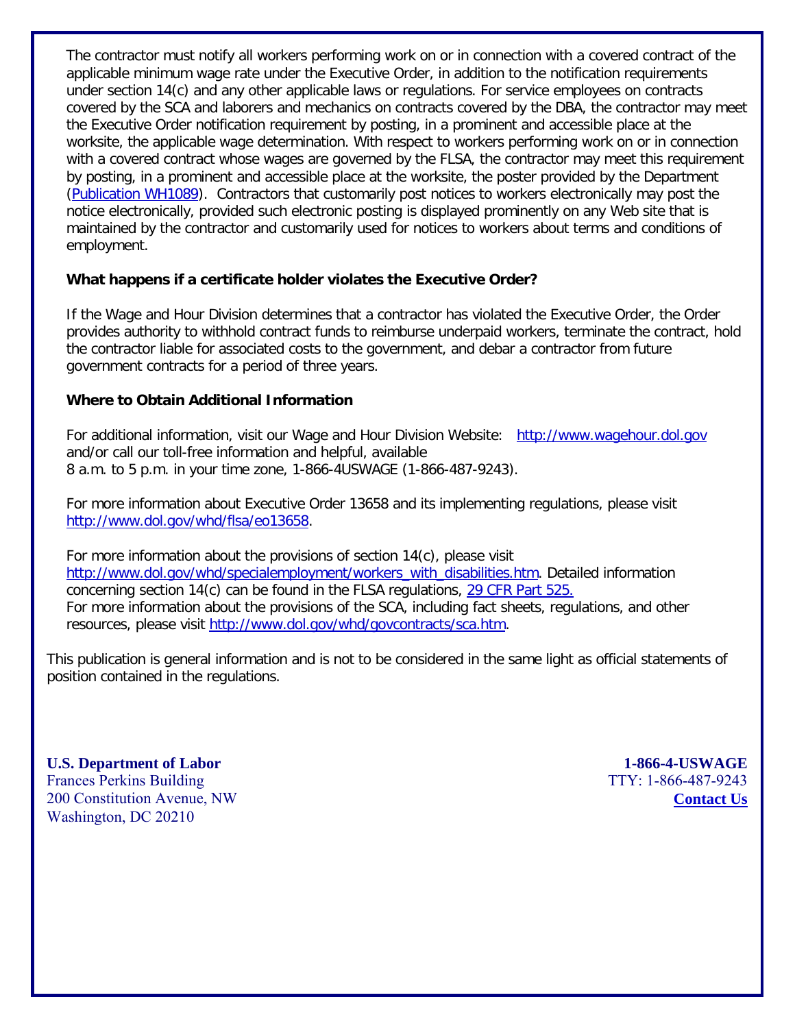The contractor must notify all workers performing work on or in connection with a covered contract of the applicable minimum wage rate under the Executive Order, in addition to the notification requirements under section 14(c) and any other applicable laws or regulations. For service employees on contracts covered by the SCA and laborers and mechanics on contracts covered by the DBA, the contractor may meet the Executive Order notification requirement by posting, in a prominent and accessible place at the worksite, the applicable wage determination. With respect to workers performing work on or in connection with a covered contract whose wages are governed by the FLSA, the contractor may meet this requirement by posting, in a prominent and accessible place at the worksite, the poster provided by the Department (Publication WH1089). Contractors that customarily post notices to workers electronically may post the notice electronically, provided such electronic posting is displayed prominently on any Web site that is maintained by the contractor and customarily used for notices to workers about terms and conditions of employment.

**What happens if a certificate holder violates the Executive Order?**

If the Wage and Hour Division determines that a contractor has violated the Executive Order, the Order provides authority to withhold contract funds to reimburse underpaid workers, terminate the contract, hold the contractor liable for associated costs to the government, and debar a contractor from future government contracts for a period of three years.

**Where to Obtain Additional Information**

For additional information, visit our Wage and Hour Division Website: http://www.wagehour.dol.gov and/or call our toll-free information and helpful, available 8 a.m. to 5 p.m. in your time zone, 1-866-4USWAGE (1-866-487-9243).

For more information about Executive Order 13658 and its implementing regulations, please visit http://www.dol.gov/whd/flsa/eo13658.

For more information about the provisions of section 14(c), please visit http://www.dol.gov/whd/specialemployment/workers_with_disabilities.htm. Detailed information concerning section 14(c) can be found in the FLSA regulations, 29 CFR Part 525.
For more information about the provisions of the SCA, including fact sheets, regulations, and other resources, please visit http://www.dol.gov/whd/govcontracts/sca.htm.

This publication is general information and is not to be considered in the same light as official statements of position contained in the regulations.

**U.S. Department of Labor**
Frances Perkins Building
200 Constitution Avenue, NW
Washington, DC 20210

**1-866-4-USWAGE**
TTY: 1-866-487-9243
**Contact Us**